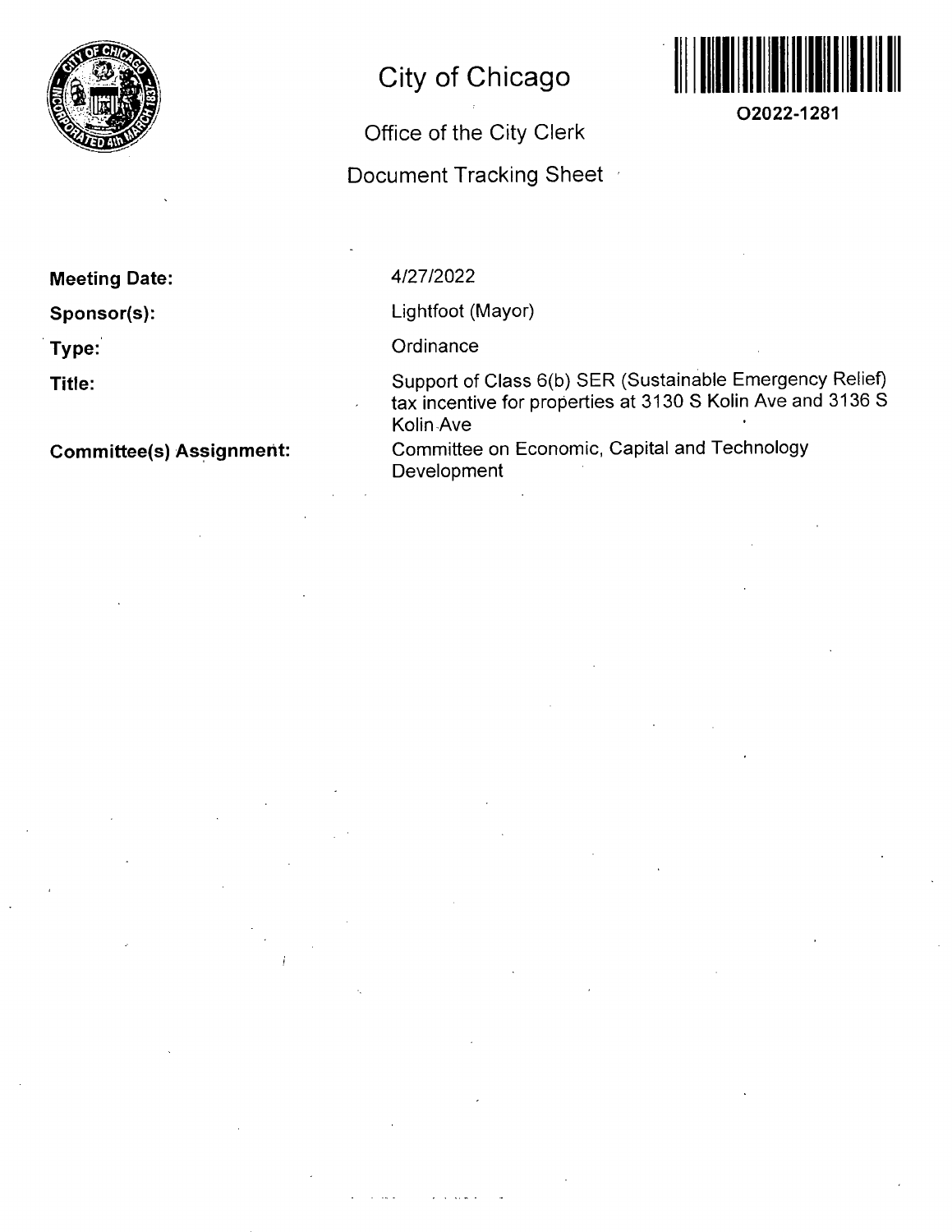# City of Chicago

## Office of the City Clerk

## Document Tracking Sheet

O2022-1281

**Meeting Date:** 4/27/2022

**Sponsor(s):** Lightfoot (Mayor)

**Type:** Ordinance

**Title:** Support of Class 6(b) SER (Sustainable Emergency Relief) tax incentive for properties at 3130 S Kolin Ave and 3136 S Kolin Ave

**Committee(s) Assignment:** Committee on Economic, Capital and Technology Development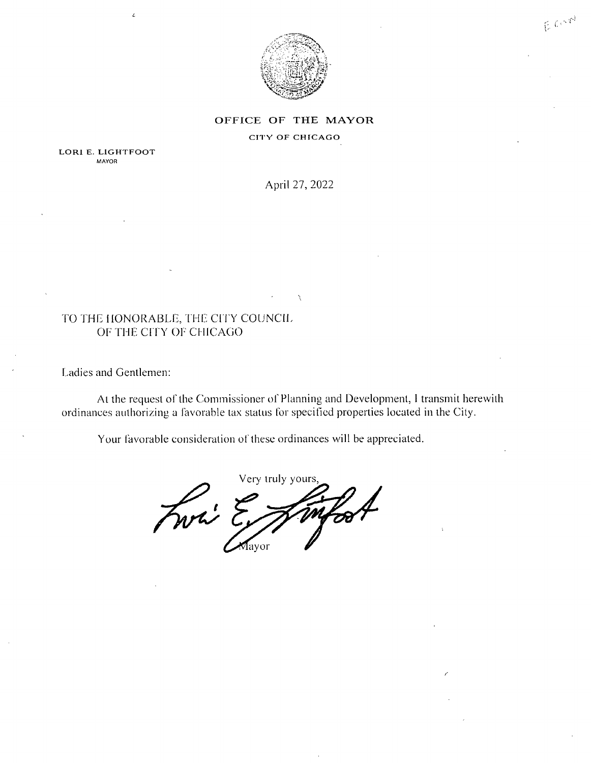OFFICE OF THE MAYOR

CITY OF CHICAGO

LORI E. LIGHTFOOT
MAYOR

April 27, 2022

TO THE HONORABLE, THE CITY COUNCIL
OF THE CITY OF CHICAGO

Ladies and Gentlemen:

At the request of the Commissioner of Planning and Development, I transmit herewith ordinances authorizing a favorable tax status for specified properties located in the City.

Your favorable consideration of these ordinances will be appreciated.

Very truly yours,

Mayor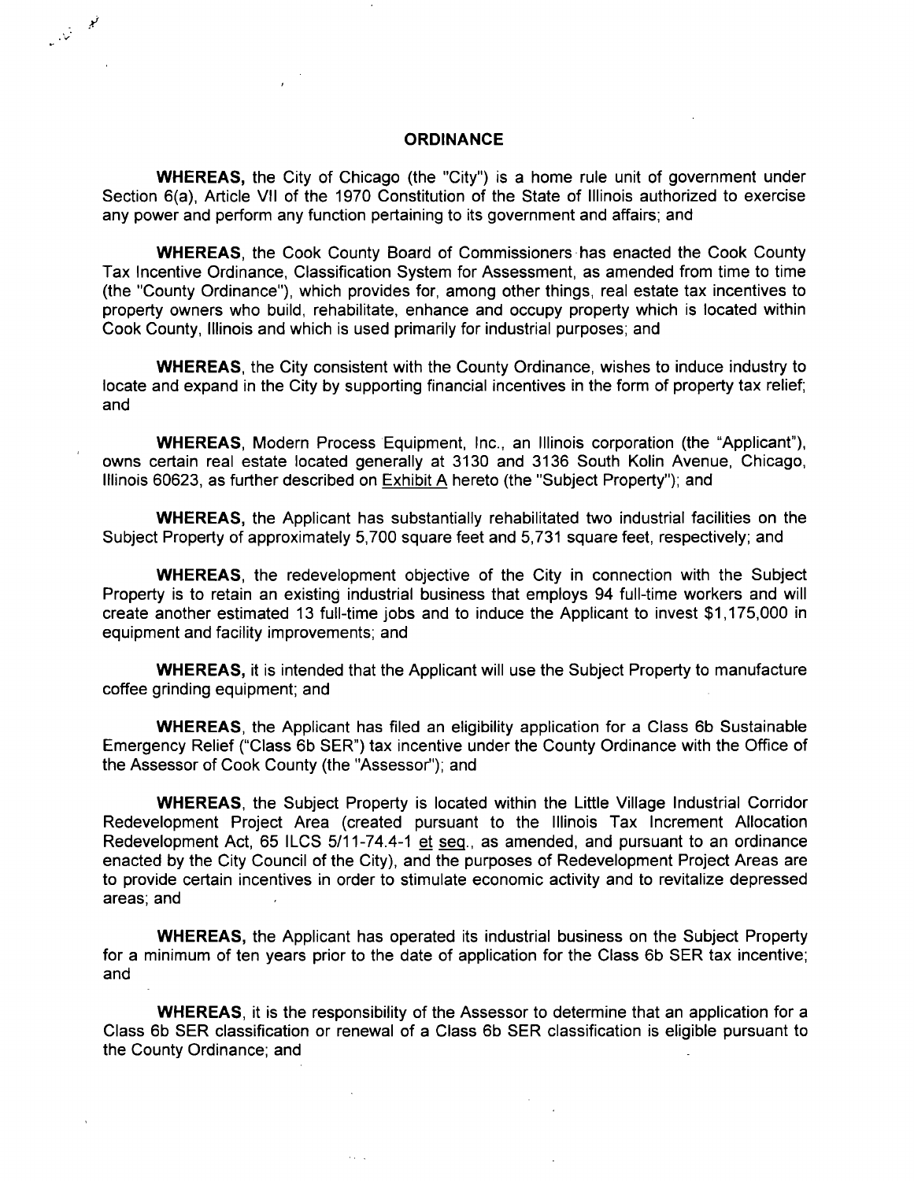## ORDINANCE

**WHEREAS,** the City of Chicago (the "City") is a home rule unit of government under Section 6(a), Article VII of the 1970 Constitution of the State of Illinois authorized to exercise any power and perform any function pertaining to its government and affairs; and

**WHEREAS**, the Cook County Board of Commissioners has enacted the Cook County Tax Incentive Ordinance, Classification System for Assessment, as amended from time to time (the "County Ordinance"), which provides for, among other things, real estate tax incentives to property owners who build, rehabilitate, enhance and occupy property which is located within Cook County, Illinois and which is used primarily for industrial purposes; and

**WHEREAS**, the City consistent with the County Ordinance, wishes to induce industry to locate and expand in the City by supporting financial incentives in the form of property tax relief; and

**WHEREAS**, Modern Process Equipment, Inc., an Illinois corporation (the "Applicant"), owns certain real estate located generally at 3130 and 3136 South Kolin Avenue, Chicago, Illinois 60623, as further described on Exhibit A hereto (the "Subject Property"); and

**WHEREAS,** the Applicant has substantially rehabilitated two industrial facilities on the Subject Property of approximately 5,700 square feet and 5,731 square feet, respectively; and

**WHEREAS**, the redevelopment objective of the City in connection with the Subject Property is to retain an existing industrial business that employs 94 full-time workers and will create another estimated 13 full-time jobs and to induce the Applicant to invest $1,175,000 in equipment and facility improvements; and

**WHEREAS,** it is intended that the Applicant will use the Subject Property to manufacture coffee grinding equipment; and

**WHEREAS**, the Applicant has filed an eligibility application for a Class 6b Sustainable Emergency Relief ("Class 6b SER") tax incentive under the County Ordinance with the Office of the Assessor of Cook County (the "Assessor"); and

**WHEREAS**, the Subject Property is located within the Little Village Industrial Corridor Redevelopment Project Area (created pursuant to the Illinois Tax Increment Allocation Redevelopment Act, 65 ILCS 5/11-74.4-1 et seq., as amended, and pursuant to an ordinance enacted by the City Council of the City), and the purposes of Redevelopment Project Areas are to provide certain incentives in order to stimulate economic activity and to revitalize depressed areas; and

**WHEREAS,** the Applicant has operated its industrial business on the Subject Property for a minimum of ten years prior to the date of application for the Class 6b SER tax incentive; and

**WHEREAS**, it is the responsibility of the Assessor to determine that an application for a Class 6b SER classification or renewal of a Class 6b SER classification is eligible pursuant to the County Ordinance; and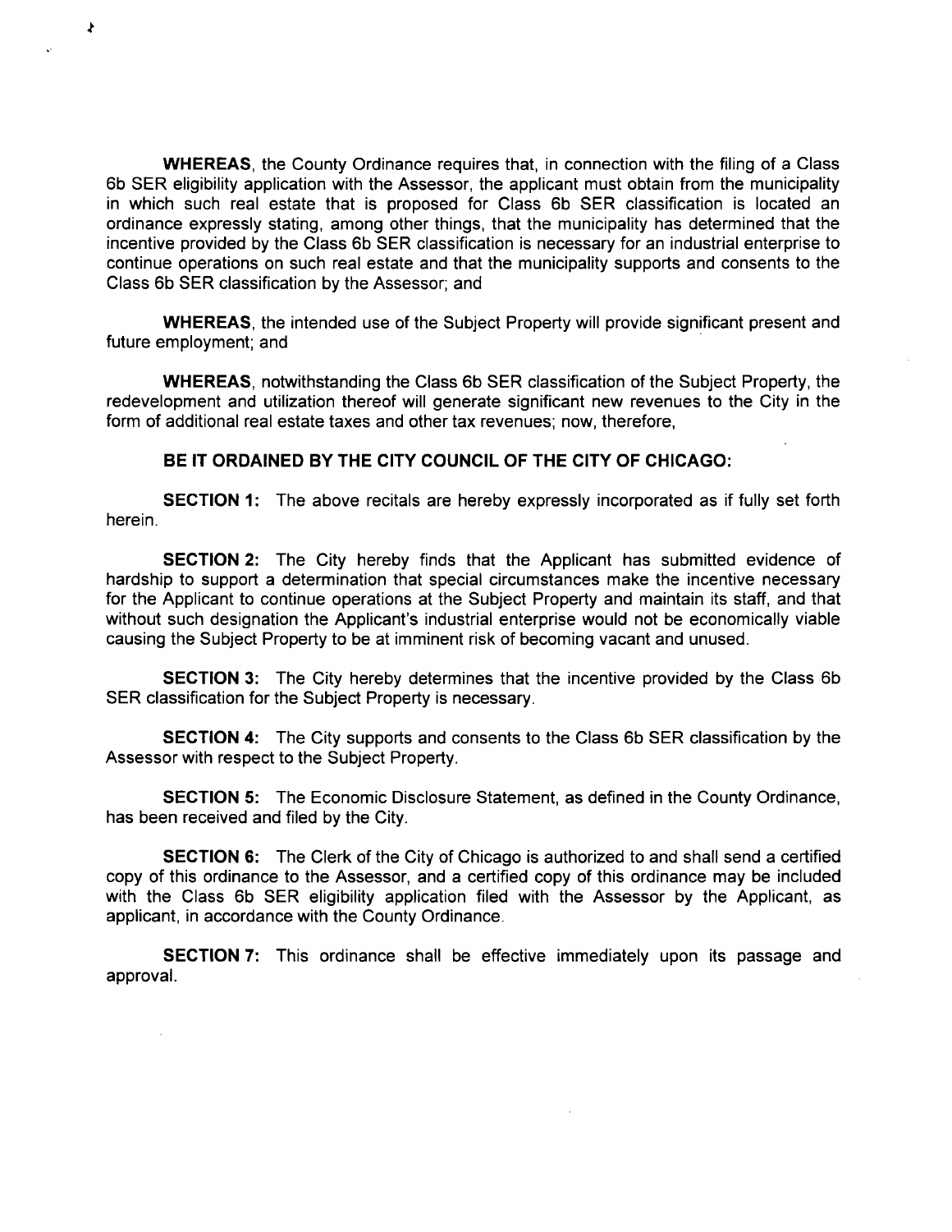**WHEREAS**, the County Ordinance requires that, in connection with the filing of a Class 6b SER eligibility application with the Assessor, the applicant must obtain from the municipality in which such real estate that is proposed for Class 6b SER classification is located an ordinance expressly stating, among other things, that the municipality has determined that the incentive provided by the Class 6b SER classification is necessary for an industrial enterprise to continue operations on such real estate and that the municipality supports and consents to the Class 6b SER classification by the Assessor; and

**WHEREAS**, the intended use of the Subject Property will provide significant present and future employment; and

**WHEREAS**, notwithstanding the Class 6b SER classification of the Subject Property, the redevelopment and utilization thereof will generate significant new revenues to the City in the form of additional real estate taxes and other tax revenues; now, therefore,

**BE IT ORDAINED BY THE CITY COUNCIL OF THE CITY OF CHICAGO:**

**SECTION 1:** The above recitals are hereby expressly incorporated as if fully set forth herein.

**SECTION 2:** The City hereby finds that the Applicant has submitted evidence of hardship to support a determination that special circumstances make the incentive necessary for the Applicant to continue operations at the Subject Property and maintain its staff, and that without such designation the Applicant's industrial enterprise would not be economically viable causing the Subject Property to be at imminent risk of becoming vacant and unused.

**SECTION 3:** The City hereby determines that the incentive provided by the Class 6b SER classification for the Subject Property is necessary.

**SECTION 4:** The City supports and consents to the Class 6b SER classification by the Assessor with respect to the Subject Property.

**SECTION 5:** The Economic Disclosure Statement, as defined in the County Ordinance, has been received and filed by the City.

**SECTION 6:** The Clerk of the City of Chicago is authorized to and shall send a certified copy of this ordinance to the Assessor, and a certified copy of this ordinance may be included with the Class 6b SER eligibility application filed with the Assessor by the Applicant, as applicant, in accordance with the County Ordinance.

**SECTION 7:** This ordinance shall be effective immediately upon its passage and approval.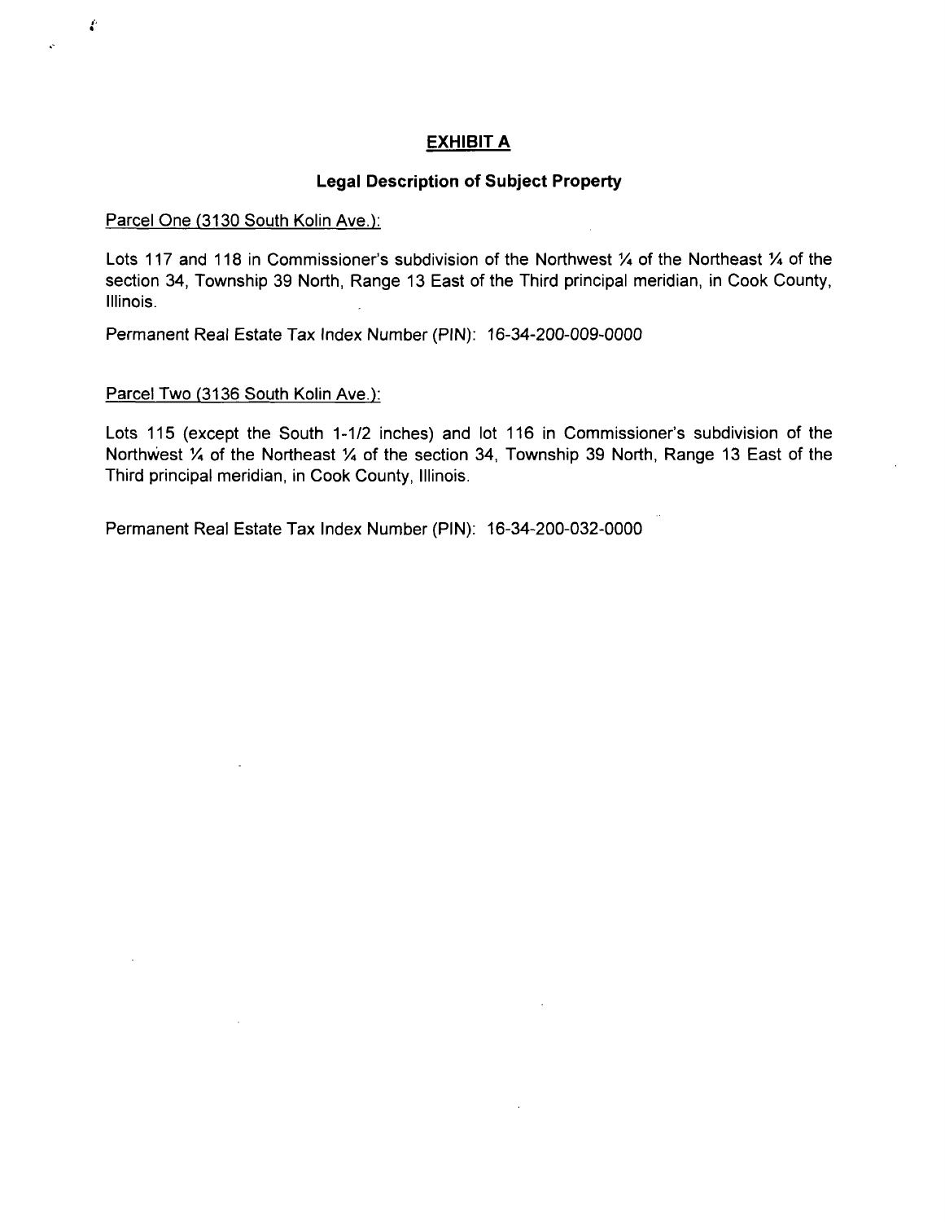## EXHIBIT A

### Legal Description of Subject Property

Parcel One (3130 South Kolin Ave.):

Lots 117 and 118 in Commissioner's subdivision of the Northwest ¼ of the Northeast ¼ of the section 34, Township 39 North, Range 13 East of the Third principal meridian, in Cook County, Illinois.

Permanent Real Estate Tax Index Number (PIN): 16-34-200-009-0000

Parcel Two (3136 South Kolin Ave.):

Lots 115 (except the South 1-1/2 inches) and lot 116 in Commissioner's subdivision of the Northwest ¼ of the Northeast ¼ of the section 34, Township 39 North, Range 13 East of the Third principal meridian, in Cook County, Illinois.

Permanent Real Estate Tax Index Number (PIN): 16-34-200-032-0000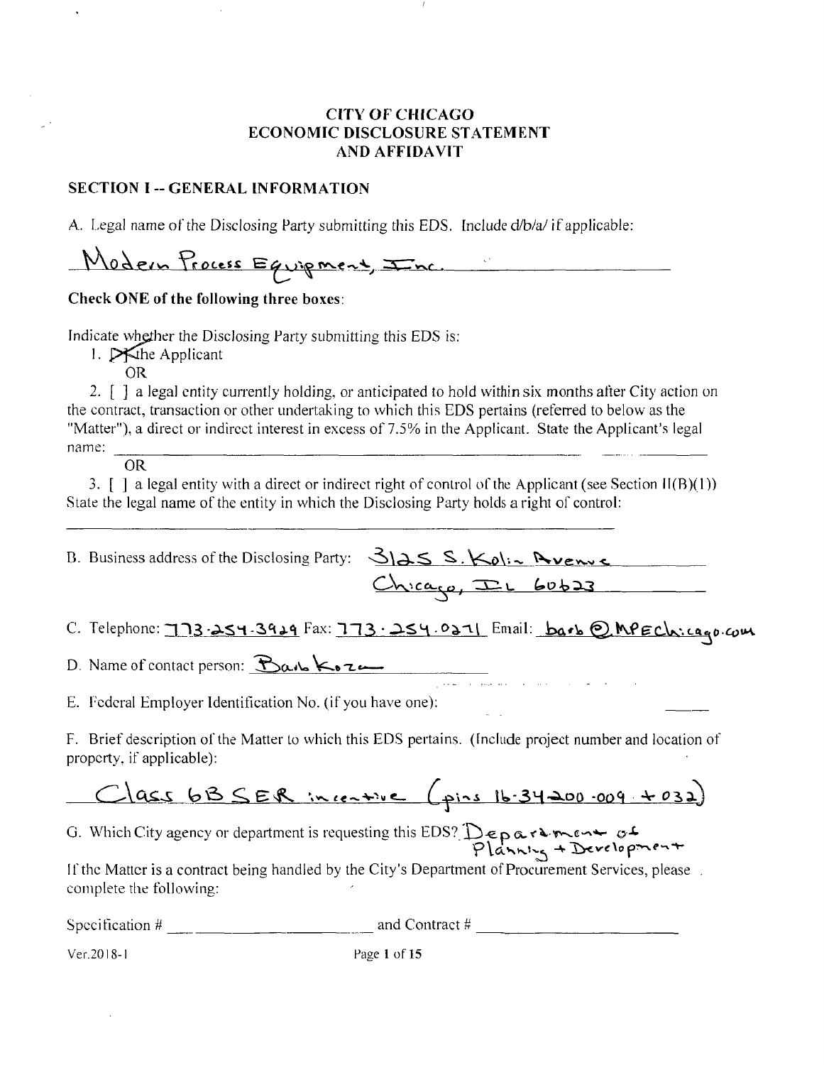# CITY OF CHICAGO
# ECONOMIC DISCLOSURE STATEMENT AND AFFIDAVIT

## SECTION I -- GENERAL INFORMATION

A. Legal name of the Disclosing Party submitting this EDS. Include d/b/a/ if applicable:

Modern Process Equipment, Inc.

**Check ONE of the following three boxes:**

Indicate whether the Disclosing Party submitting this EDS is:

1. [X] the Applicant

OR

2. [ ] a legal entity currently holding, or anticipated to hold within six months after City action on the contract, transaction or other undertaking to which this EDS pertains (referred to below as the "Matter"), a direct or indirect interest in excess of 7.5% in the Applicant. State the Applicant's legal name: ______________________

OR

3. [ ] a legal entity with a direct or indirect right of control of the Applicant (see Section II(B)(1)) State the legal name of the entity in which the Disclosing Party holds a right of control:

______________________

B. Business address of the Disclosing Party: 3125 S. Kolin Avenue
Chicago, IL 60623

C. Telephone: 773-254-3929 Fax: 773-254-0271 Email: barb@MPEChicago.com

D. Name of contact person: Barb Koza

E. Federal Employer Identification No. (if you have one): ______

F. Brief description of the Matter to which this EDS pertains. (Include project number and location of property, if applicable):

Class 6B SER incentive (pins 16-34-200-009 + 032)

G. Which City agency or department is requesting this EDS? Department of Planning + Development

If the Matter is a contract being handled by the City's Department of Procurement Services, please complete the following:

Specification # ______________ and Contract # ______________

Ver.2018-1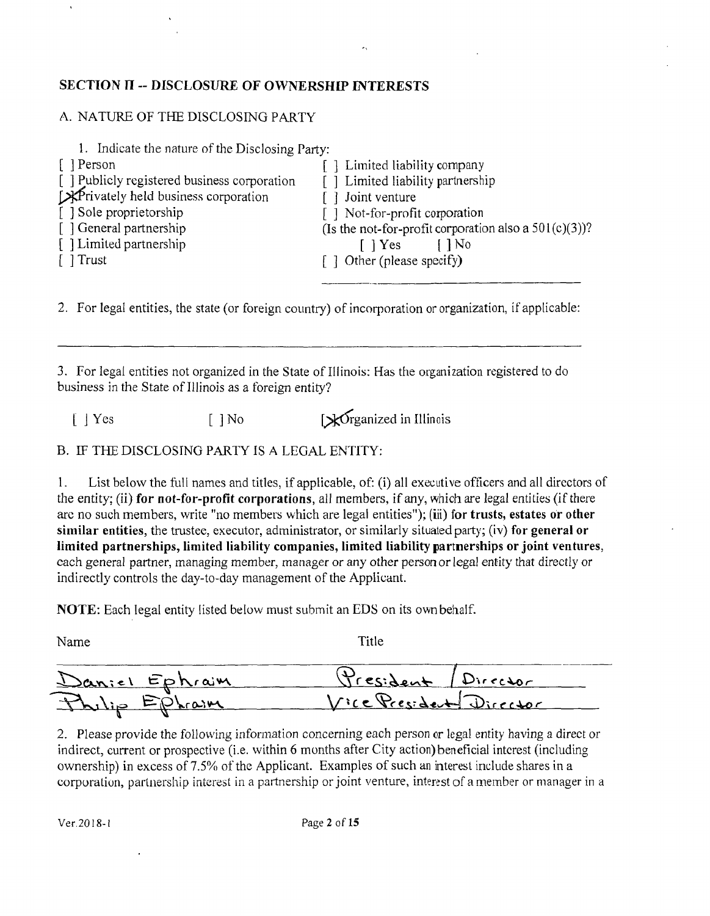## SECTION II -- DISCLOSURE OF OWNERSHIP INTERESTS

### A. NATURE OF THE DISCLOSING PARTY

1. Indicate the nature of the Disclosing Party:

[ ] Person
[ ] Publicly registered business corporation
[X] Privately held business corporation
[ ] Sole proprietorship
[ ] General partnership
[ ] Limited partnership
[ ] Trust
[ ] Limited liability company
[ ] Limited liability partnership
[ ] Joint venture
[ ] Not-for-profit corporation
(Is the not-for-profit corporation also a 501(c)(3))?
[ ] Yes [ ] No
[ ] Other (please specify)

2. For legal entities, the state (or foreign country) of incorporation or organization, if applicable:

_______________________________________________

3. For legal entities not organized in the State of Illinois: Has the organization registered to do business in the State of Illinois as a foreign entity?

[ ] Yes [ ] No [X] Organized in Illinois

### B. IF THE DISCLOSING PARTY IS A LEGAL ENTITY:

1. List below the full names and titles, if applicable, of: (i) all executive officers and all directors of the entity; (ii) **for not-for-profit corporations**, all members, if any, which are legal entities (if there are no such members, write "no members which are legal entities"); (iii) **for trusts, estates or other similar entities**, the trustee, executor, administrator, or similarly situated party; (iv) **for general or limited partnerships, limited liability companies, limited liability partnerships or joint ventures**, each general partner, managing member, manager or any other person or legal entity that directly or indirectly controls the day-to-day management of the Applicant.

**NOTE**: Each legal entity listed below must submit an EDS on its own behalf.

| Name | Title |
|---|---|
| Daniel Ephraim | President / Director |
| Philip Ephraim | Vice President / Director |

2. Please provide the following information concerning each person or legal entity having a direct or indirect, current or prospective (i.e. within 6 months after City action) beneficial interest (including ownership) in excess of 7.5% of the Applicant. Examples of such an interest include shares in a corporation, partnership interest in a partnership or joint venture, interest of a member or manager in a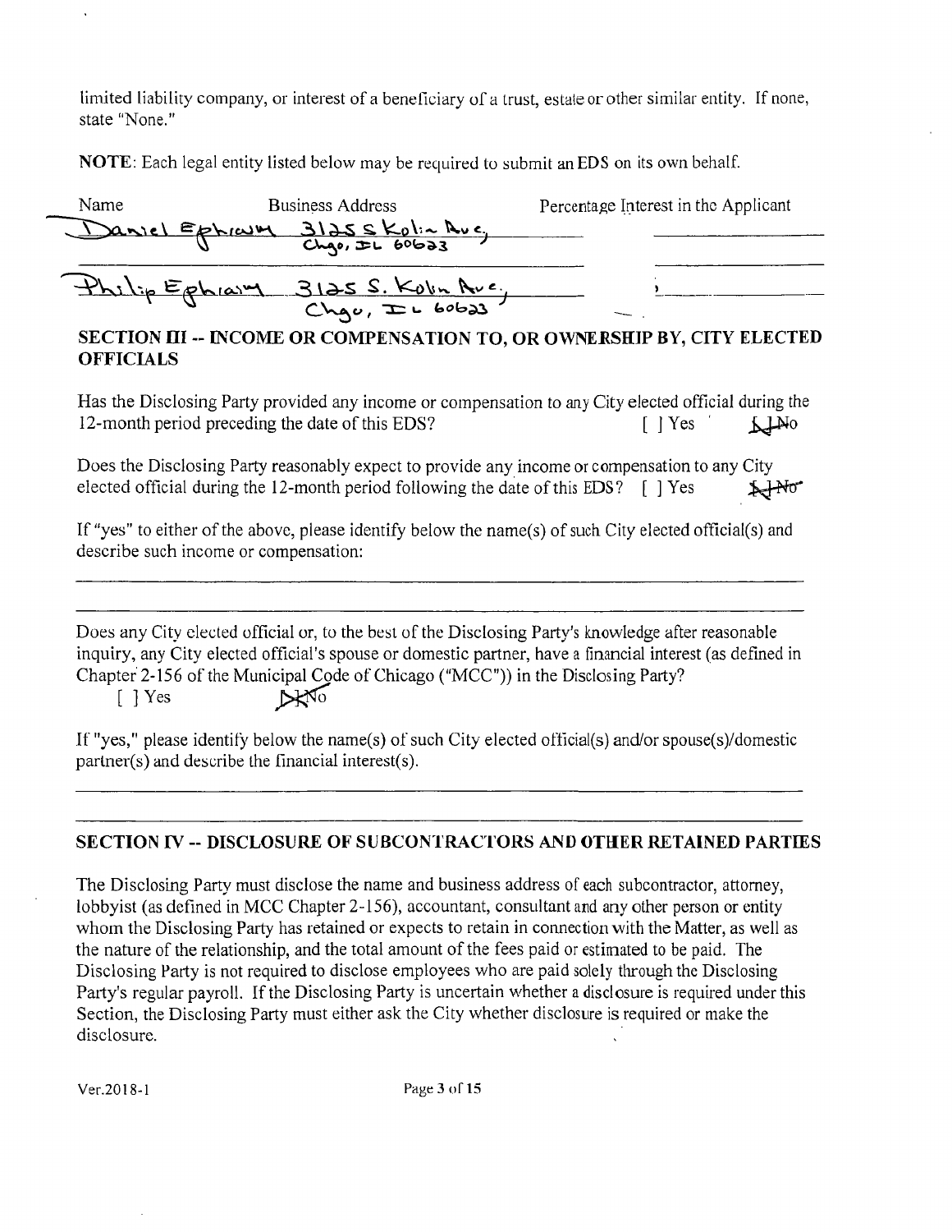limited liability company, or interest of a beneficiary of a trust, estate or other similar entity. If none, state "None."

**NOTE**: Each legal entity listed below may be required to submit an EDS on its own behalf.

| Name | Business Address | Percentage Interest in the Applicant |
|---|---|---|
| Daniel Ephraim | 3125 S Kolin Ave, Chgo, IL 60623 | |
| Philip Ephraim | 3125 S. Kolin Ave., Chgo, IL 60623 | |

## SECTION III -- INCOME OR COMPENSATION TO, OR OWNERSHIP BY, CITY ELECTED OFFICIALS

Has the Disclosing Party provided any income or compensation to any City elected official during the 12-month period preceding the date of this EDS? [ ] Yes [X] No

Does the Disclosing Party reasonably expect to provide any income or compensation to any City elected official during the 12-month period following the date of this EDS? [ ] Yes [X] No

If "yes" to either of the above, please identify below the name(s) of such City elected official(s) and describe such income or compensation:

Does any City elected official or, to the best of the Disclosing Party's knowledge after reasonable inquiry, any City elected official's spouse or domestic partner, have a financial interest (as defined in Chapter 2-156 of the Municipal Code of Chicago ("MCC")) in the Disclosing Party?

[ ] Yes [X] No

If "yes," please identify below the name(s) of such City elected official(s) and/or spouse(s)/domestic partner(s) and describe the financial interest(s).

## SECTION IV -- DISCLOSURE OF SUBCONTRACTORS AND OTHER RETAINED PARTIES

The Disclosing Party must disclose the name and business address of each subcontractor, attorney, lobbyist (as defined in MCC Chapter 2-156), accountant, consultant and any other person or entity whom the Disclosing Party has retained or expects to retain in connection with the Matter, as well as the nature of the relationship, and the total amount of the fees paid or estimated to be paid. The Disclosing Party is not required to disclose employees who are paid solely through the Disclosing Party's regular payroll. If the Disclosing Party is uncertain whether a disclosure is required under this Section, the Disclosing Party must either ask the City whether disclosure is required or make the disclosure.

Ver.2018-1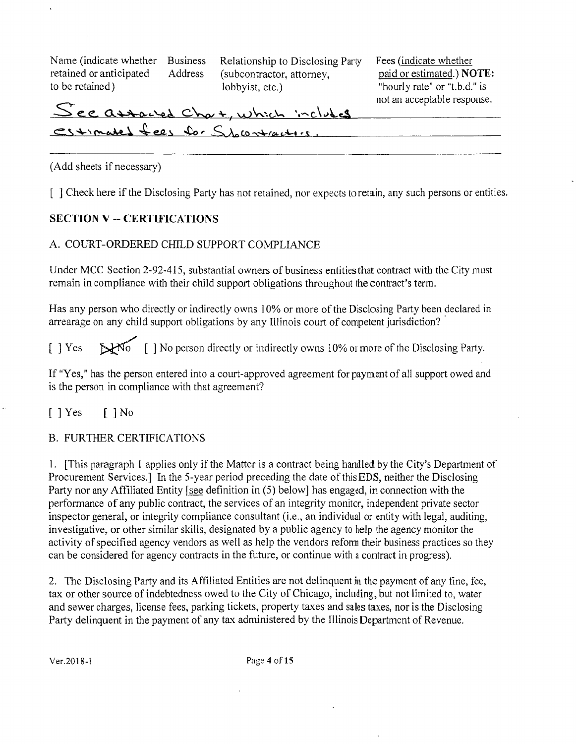| Name (indicate whether retained or anticipated to be retained) | Business Address | Relationship to Disclosing Party (subcontractor, attorney, lobbyist, etc.) | Fees (indicate whether paid or estimated.) **NOTE:** "hourly rate" or "t.b.d." is not an acceptable response. |
|---|---|---|---|

See attached Chart, which includes estimated fees for Subcontractors.

(Add sheets if necessary)

[ ] Check here if the Disclosing Party has not retained, nor expects to retain, any such persons or entities.

## SECTION V -- CERTIFICATIONS

### A. COURT-ORDERED CHILD SUPPORT COMPLIANCE

Under MCC Section 2-92-415, substantial owners of business entities that contract with the City must remain in compliance with their child support obligations throughout the contract's term.

Has any person who directly or indirectly owns 10% or more of the Disclosing Party been declared in arrearage on any child support obligations by any Illinois court of competent jurisdiction?

[ ] Yes [X] No [ ] No person directly or indirectly owns 10% or more of the Disclosing Party.

If "Yes," has the person entered into a court-approved agreement for payment of all support owed and is the person in compliance with that agreement?

[ ] Yes [ ] No

### B. FURTHER CERTIFICATIONS

1. [This paragraph 1 applies only if the Matter is a contract being handled by the City's Department of Procurement Services.] In the 5-year period preceding the date of this EDS, neither the Disclosing Party nor any Affiliated Entity [see definition in (5) below] has engaged, in connection with the performance of any public contract, the services of an integrity monitor, independent private sector inspector general, or integrity compliance consultant (i.e., an individual or entity with legal, auditing, investigative, or other similar skills, designated by a public agency to help the agency monitor the activity of specified agency vendors as well as help the vendors reform their business practices so they can be considered for agency contracts in the future, or continue with a contract in progress).

2. The Disclosing Party and its Affiliated Entities are not delinquent in the payment of any fine, fee, tax or other source of indebtedness owed to the City of Chicago, including, but not limited to, water and sewer charges, license fees, parking tickets, property taxes and sales taxes, nor is the Disclosing Party delinquent in the payment of any tax administered by the Illinois Department of Revenue.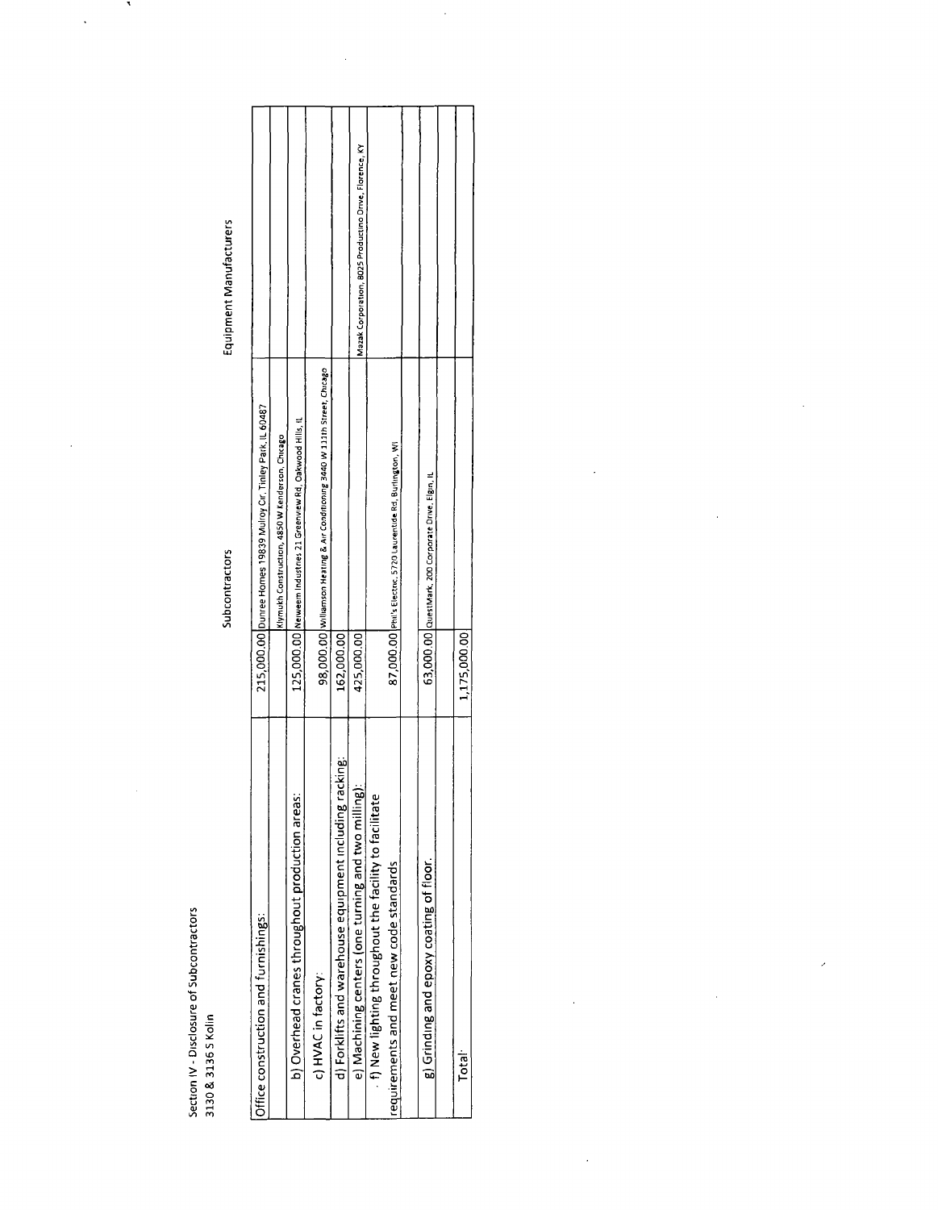Section IV - Disclosure of Subcontractors
3130 & 3136 S Kolin

| | | Subcontractors | Equipment Manufacturers |
|---|---|---|---|
| Office construction and furnishings: | 215,000.00 | Dunree Homes 19839 Mulroy Cir, Tinley Park, IL 60487 | |
| | | Klymukh Construction, 4850 W Kenderson, Chicago | |
| b) Overhead cranes throughout production areas: | 125,000.00 | Neiweem Industries 21 Greenview Rd, Oakwood Hills, IL | |
| c) HVAC in factory: | 98,000.00 | Williamson Heating & Air Conditioning 3440 W 111th Street, Chicago | |
| d) Forklifts and warehouse equipment including racking: | 162,000.00 | | |
| e) Machining centers (one turning and two milling): | 425,000.00 | | Mazak Corporation, 8025 Production Drive, Florence, KY |
| f) New lighting throughout the facility to facilitate requirements and meet new code standards | 87,000.00 | Phil's Electric, 5720 Laurentide Rd, Burlington, WI | |
| | | | |
| g) Grinding and epoxy coating of floor: | 63,000.00 | QuestMark, 200 Corporate Drive, Elgin, IL | |
| | | | |
| Total: | 1,175,000.00 | | |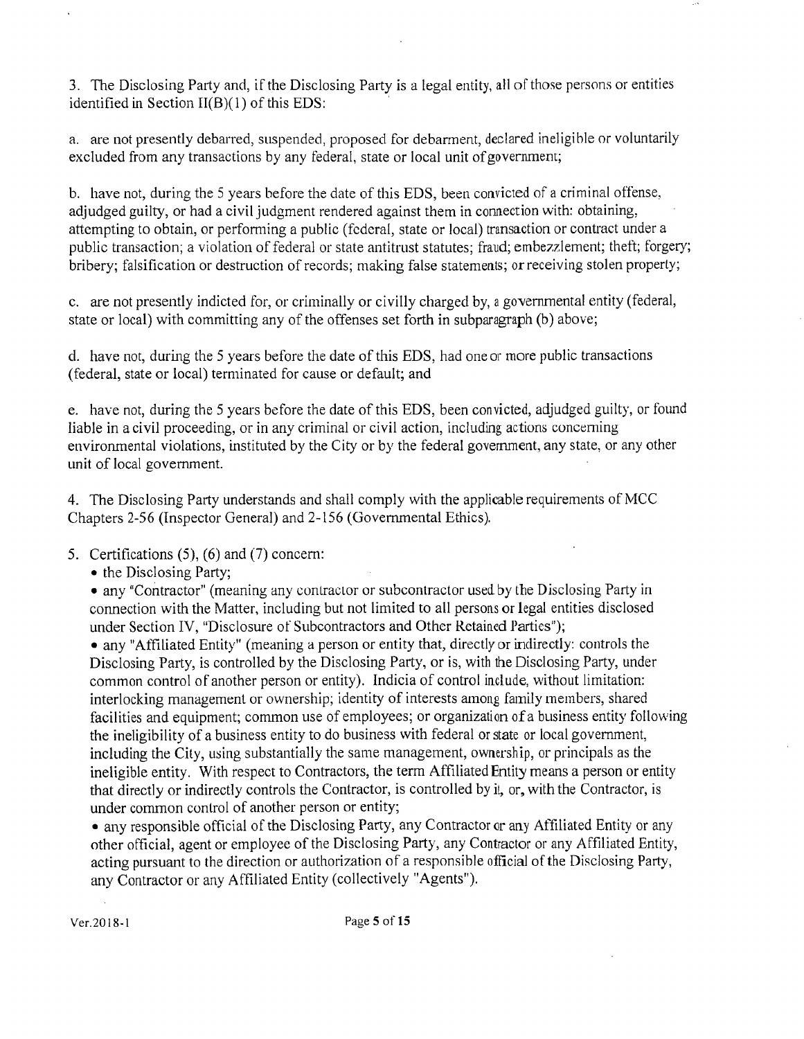3. The Disclosing Party and, if the Disclosing Party is a legal entity, all of those persons or entities identified in Section II(B)(1) of this EDS:

a. are not presently debarred, suspended, proposed for debarment, declared ineligible or voluntarily excluded from any transactions by any federal, state or local unit of government;

b. have not, during the 5 years before the date of this EDS, been convicted of a criminal offense, adjudged guilty, or had a civil judgment rendered against them in connection with: obtaining, attempting to obtain, or performing a public (federal, state or local) transaction or contract under a public transaction; a violation of federal or state antitrust statutes; fraud; embezzlement; theft; forgery; bribery; falsification or destruction of records; making false statements; or receiving stolen property;

c. are not presently indicted for, or criminally or civilly charged by, a governmental entity (federal, state or local) with committing any of the offenses set forth in subparagraph (b) above;

d. have not, during the 5 years before the date of this EDS, had one or more public transactions (federal, state or local) terminated for cause or default; and

e. have not, during the 5 years before the date of this EDS, been convicted, adjudged guilty, or found liable in a civil proceeding, or in any criminal or civil action, including actions concerning environmental violations, instituted by the City or by the federal government, any state, or any other unit of local government.

4. The Disclosing Party understands and shall comply with the applicable requirements of MCC Chapters 2-56 (Inspector General) and 2-156 (Governmental Ethics).

5. Certifications (5), (6) and (7) concern:
- the Disclosing Party;
- any "Contractor" (meaning any contractor or subcontractor used by the Disclosing Party in connection with the Matter, including but not limited to all persons or legal entities disclosed under Section IV, "Disclosure of Subcontractors and Other Retained Parties");
- any "Affiliated Entity" (meaning a person or entity that, directly or indirectly: controls the Disclosing Party, is controlled by the Disclosing Party, or is, with the Disclosing Party, under common control of another person or entity). Indicia of control include, without limitation: interlocking management or ownership; identity of interests among family members, shared facilities and equipment; common use of employees; or organization of a business entity following the ineligibility of a business entity to do business with federal or state or local government, including the City, using substantially the same management, ownership, or principals as the ineligible entity. With respect to Contractors, the term Affiliated Entity means a person or entity that directly or indirectly controls the Contractor, is controlled by it, or, with the Contractor, is under common control of another person or entity;
- any responsible official of the Disclosing Party, any Contractor or any Affiliated Entity or any other official, agent or employee of the Disclosing Party, any Contractor or any Affiliated Entity, acting pursuant to the direction or authorization of a responsible official of the Disclosing Party, any Contractor or any Affiliated Entity (collectively "Agents").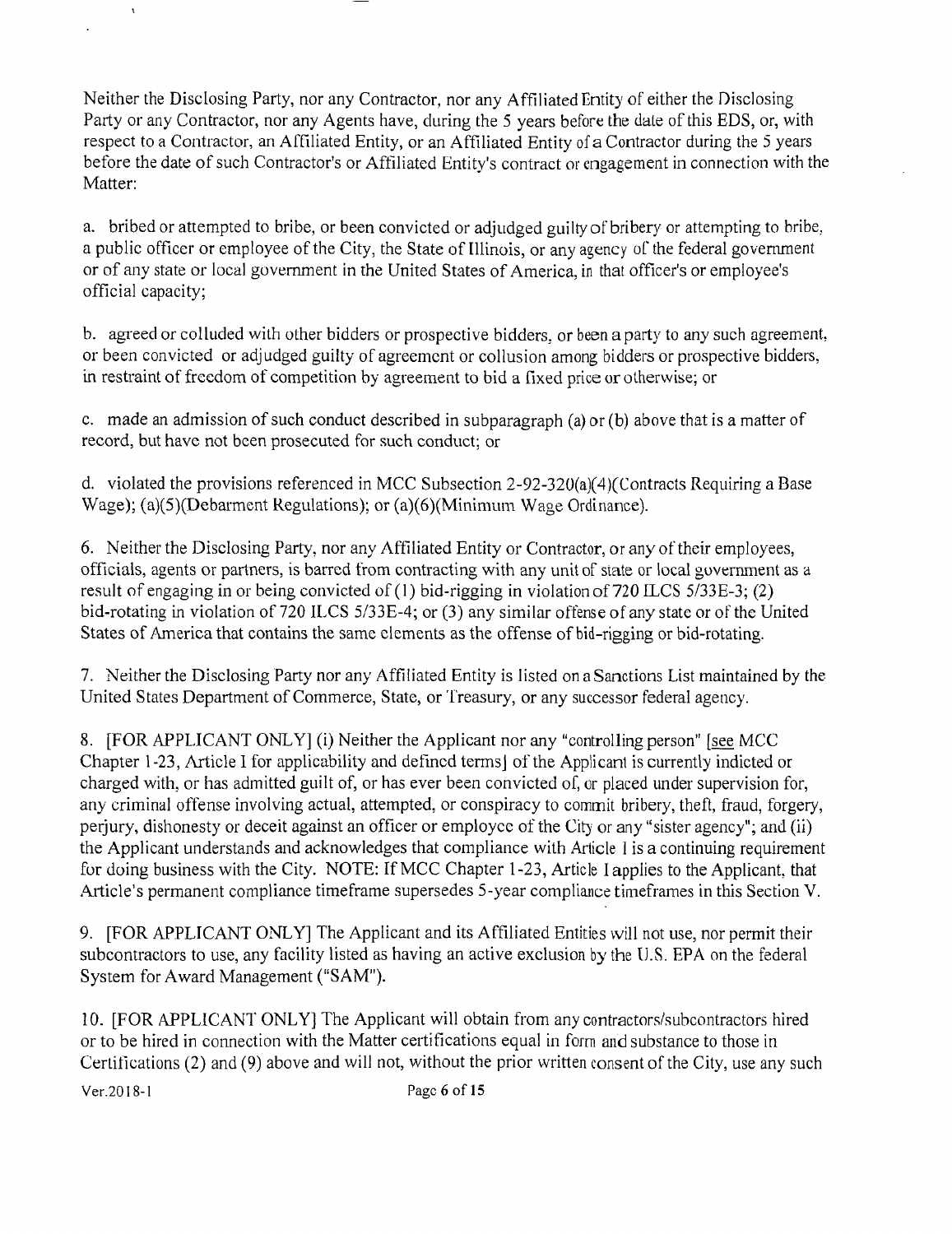Neither the Disclosing Party, nor any Contractor, nor any Affiliated Entity of either the Disclosing Party or any Contractor, nor any Agents have, during the 5 years before the date of this EDS, or, with respect to a Contractor, an Affiliated Entity, or an Affiliated Entity of a Contractor during the 5 years before the date of such Contractor's or Affiliated Entity's contract or engagement in connection with the Matter:

a. bribed or attempted to bribe, or been convicted or adjudged guilty of bribery or attempting to bribe, a public officer or employee of the City, the State of Illinois, or any agency of the federal government or of any state or local government in the United States of America, in that officer's or employee's official capacity;

b. agreed or colluded with other bidders or prospective bidders, or been a party to any such agreement, or been convicted or adjudged guilty of agreement or collusion among bidders or prospective bidders, in restraint of freedom of competition by agreement to bid a fixed price or otherwise; or

c. made an admission of such conduct described in subparagraph (a) or (b) above that is a matter of record, but have not been prosecuted for such conduct; or

d. violated the provisions referenced in MCC Subsection 2-92-320(a)(4)(Contracts Requiring a Base Wage); (a)(5)(Debarment Regulations); or (a)(6)(Minimum Wage Ordinance).

6. Neither the Disclosing Party, nor any Affiliated Entity or Contractor, or any of their employees, officials, agents or partners, is barred from contracting with any unit of state or local government as a result of engaging in or being convicted of (1) bid-rigging in violation of 720 ILCS 5/33E-3; (2) bid-rotating in violation of 720 ILCS 5/33E-4; or (3) any similar offense of any state or of the United States of America that contains the same elements as the offense of bid-rigging or bid-rotating.

7. Neither the Disclosing Party nor any Affiliated Entity is listed on a Sanctions List maintained by the United States Department of Commerce, State, or Treasury, or any successor federal agency.

8. [FOR APPLICANT ONLY] (i) Neither the Applicant nor any "controlling person" [see MCC Chapter 1-23, Article I for applicability and defined terms] of the Applicant is currently indicted or charged with, or has admitted guilt of, or has ever been convicted of, or placed under supervision for, any criminal offense involving actual, attempted, or conspiracy to commit bribery, theft, fraud, forgery, perjury, dishonesty or deceit against an officer or employee of the City or any "sister agency"; and (ii) the Applicant understands and acknowledges that compliance with Article I is a continuing requirement for doing business with the City. NOTE: If MCC Chapter 1-23, Article I applies to the Applicant, that Article's permanent compliance timeframe supersedes 5-year compliance timeframes in this Section V.

9. [FOR APPLICANT ONLY] The Applicant and its Affiliated Entities will not use, nor permit their subcontractors to use, any facility listed as having an active exclusion by the U.S. EPA on the federal System for Award Management ("SAM").

10. [FOR APPLICANT ONLY] The Applicant will obtain from any contractors/subcontractors hired or to be hired in connection with the Matter certifications equal in form and substance to those in Certifications (2) and (9) above and will not, without the prior written consent of the City, use any such

Ver.2018-1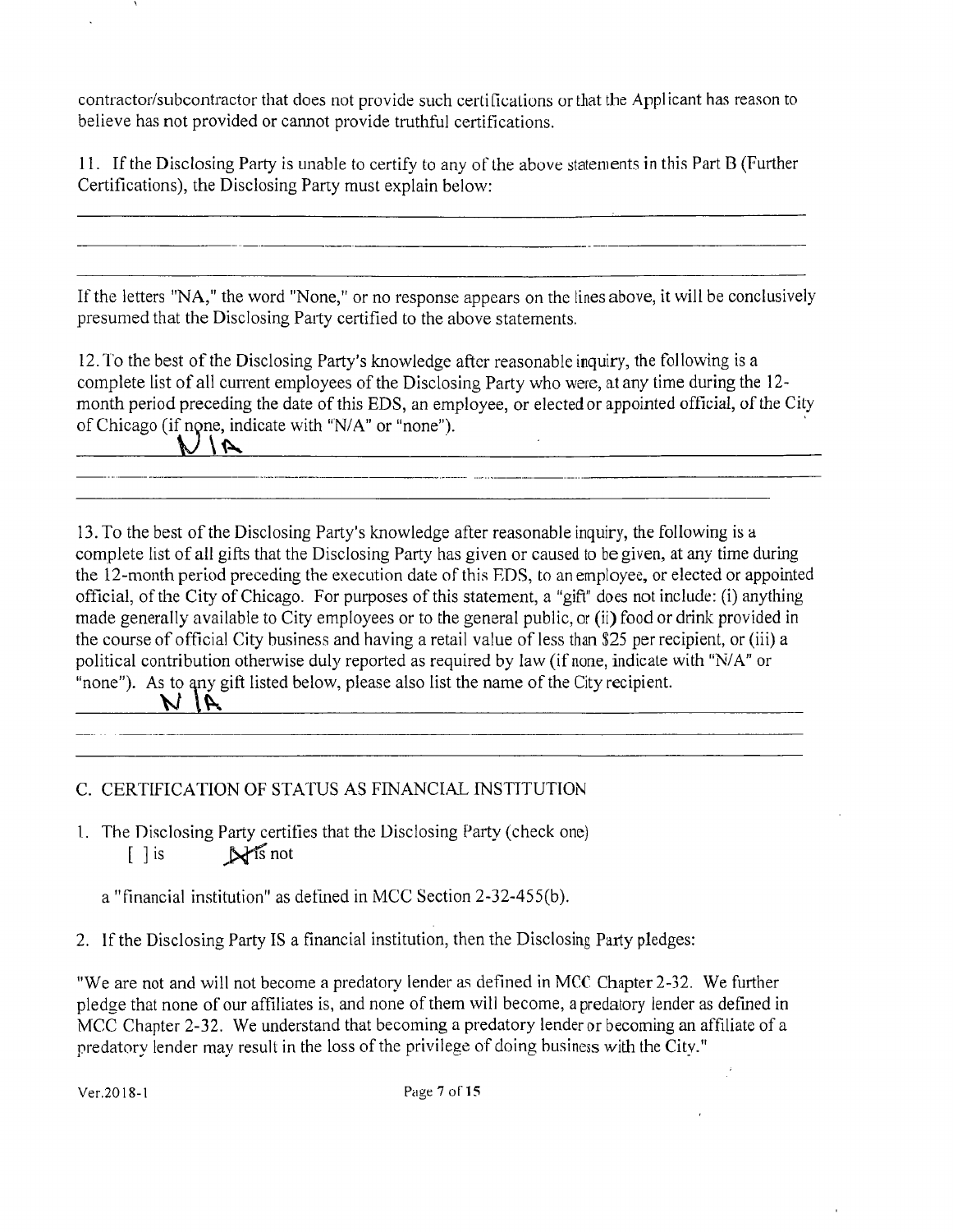contractor/subcontractor that does not provide such certifications or that the Applicant has reason to believe has not provided or cannot provide truthful certifications.

11. If the Disclosing Party is unable to certify to any of the above statements in this Part B (Further Certifications), the Disclosing Party must explain below:

_______________________________________________

_______________________________________________

_______________________________________________

If the letters "NA," the word "None," or no response appears on the lines above, it will be conclusively presumed that the Disclosing Party certified to the above statements.

12. To the best of the Disclosing Party's knowledge after reasonable inquiry, the following is a complete list of all current employees of the Disclosing Party who were, at any time during the 12-month period preceding the date of this EDS, an employee, or elected or appointed official, of the City of Chicago (if none, indicate with "N/A" or "none").

N/A

_______________________________________________

_______________________________________________

13. To the best of the Disclosing Party's knowledge after reasonable inquiry, the following is a complete list of all gifts that the Disclosing Party has given or caused to be given, at any time during the 12-month period preceding the execution date of this EDS, to an employee, or elected or appointed official, of the City of Chicago. For purposes of this statement, a "gift" does not include: (i) anything made generally available to City employees or to the general public, or (ii) food or drink provided in the course of official City business and having a retail value of less than $25 per recipient, or (iii) a political contribution otherwise duly reported as required by law (if none, indicate with "N/A" or "none"). As to any gift listed below, please also list the name of the City recipient.

N/A

_______________________________________________

_______________________________________________

## C. CERTIFICATION OF STATUS AS FINANCIAL INSTITUTION

1. The Disclosing Party certifies that the Disclosing Party (check one)

   [ ] is [X] is not

   a "financial institution" as defined in MCC Section 2-32-455(b).

2. If the Disclosing Party IS a financial institution, then the Disclosing Party pledges:

"We are not and will not become a predatory lender as defined in MCC Chapter 2-32. We further pledge that none of our affiliates is, and none of them will become, a predatory lender as defined in MCC Chapter 2-32. We understand that becoming a predatory lender or becoming an affiliate of a predatory lender may result in the loss of the privilege of doing business with the City."

Ver.2018-1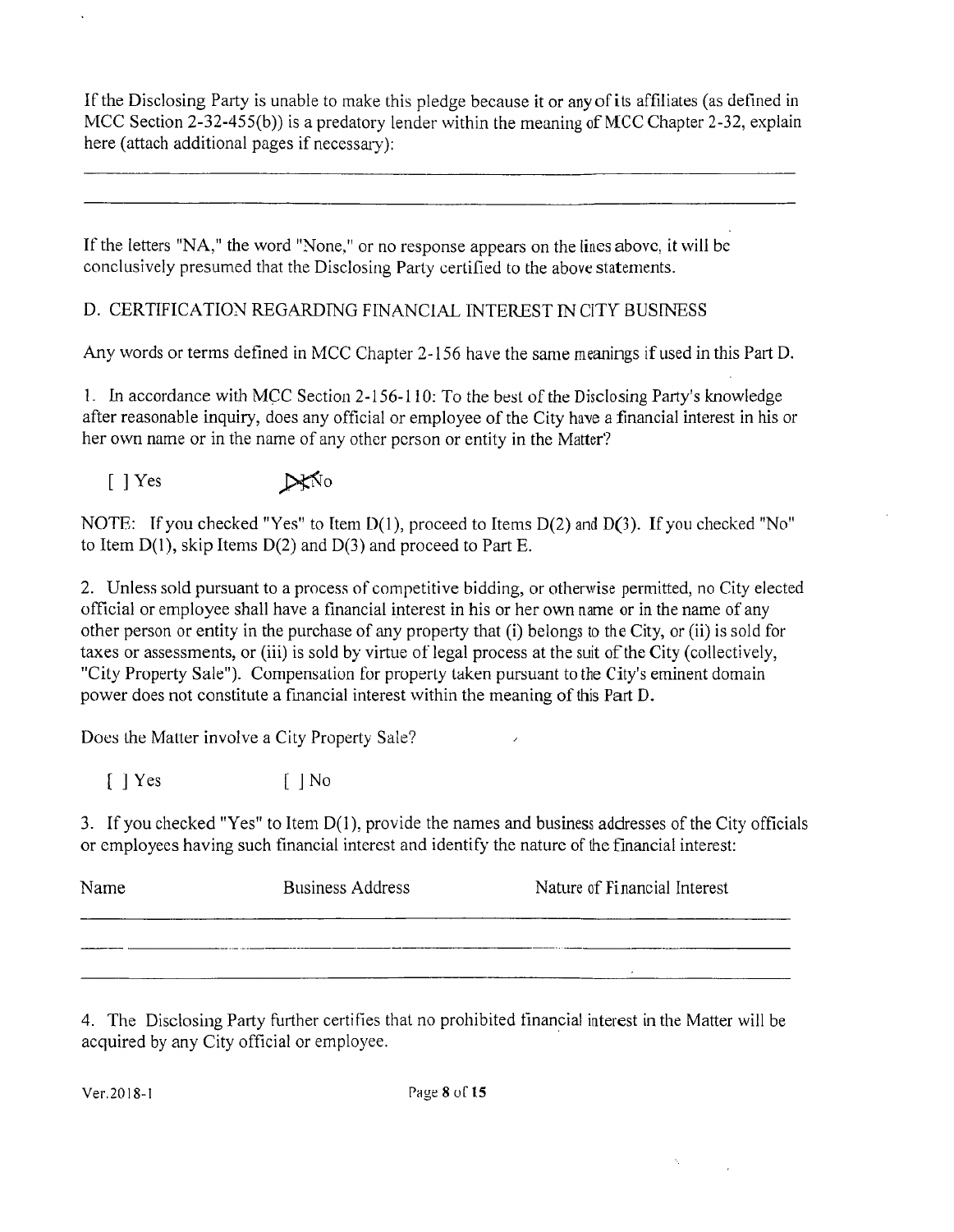If the Disclosing Party is unable to make this pledge because it or any of its affiliates (as defined in MCC Section 2-32-455(b)) is a predatory lender within the meaning of MCC Chapter 2-32, explain here (attach additional pages if necessary):

___

___

If the letters "NA," the word "None," or no response appears on the lines above, it will be conclusively presumed that the Disclosing Party certified to the above statements.

D. CERTIFICATION REGARDING FINANCIAL INTEREST IN CITY BUSINESS

Any words or terms defined in MCC Chapter 2-156 have the same meanings if used in this Part D.

1. In accordance with MCC Section 2-156-110: To the best of the Disclosing Party's knowledge after reasonable inquiry, does any official or employee of the City have a financial interest in his or her own name or in the name of any other person or entity in the Matter?

[ ] Yes [X] No

NOTE: If you checked "Yes" to Item D(1), proceed to Items D(2) and D(3). If you checked "No" to Item D(1), skip Items D(2) and D(3) and proceed to Part E.

2. Unless sold pursuant to a process of competitive bidding, or otherwise permitted, no City elected official or employee shall have a financial interest in his or her own name or in the name of any other person or entity in the purchase of any property that (i) belongs to the City, or (ii) is sold for taxes or assessments, or (iii) is sold by virtue of legal process at the suit of the City (collectively, "City Property Sale"). Compensation for property taken pursuant to the City's eminent domain power does not constitute a financial interest within the meaning of this Part D.

Does the Matter involve a City Property Sale?

[ ] Yes [ ] No

3. If you checked "Yes" to Item D(1), provide the names and business addresses of the City officials or employees having such financial interest and identify the nature of the financial interest:

| Name | Business Address | Nature of Financial Interest |
|---|---|---|
| | | |
| | | |
| | | |

4. The Disclosing Party further certifies that no prohibited financial interest in the Matter will be acquired by any City official or employee.

Ver.2018-1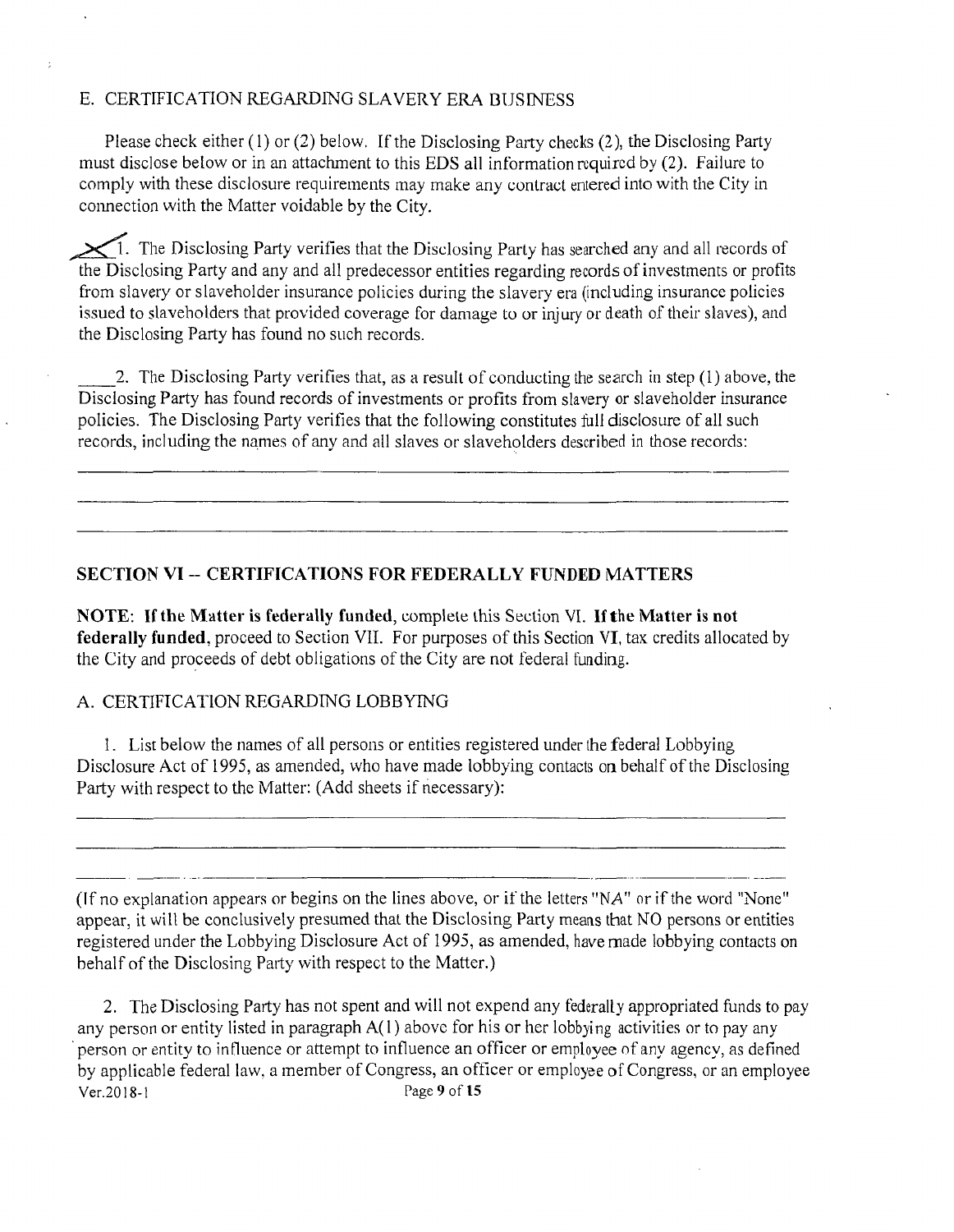E. CERTIFICATION REGARDING SLAVERY ERA BUSINESS

Please check either (1) or (2) below. If the Disclosing Party checks (2), the Disclosing Party must disclose below or in an attachment to this EDS all information required by (2). Failure to comply with these disclosure requirements may make any contract entered into with the City in connection with the Matter voidable by the City.

X 1. The Disclosing Party verifies that the Disclosing Party has searched any and all records of the Disclosing Party and any and all predecessor entities regarding records of investments or profits from slavery or slaveholder insurance policies during the slavery era (including insurance policies issued to slaveholders that provided coverage for damage to or injury or death of their slaves), and the Disclosing Party has found no such records.

____ 2. The Disclosing Party verifies that, as a result of conducting the search in step (1) above, the Disclosing Party has found records of investments or profits from slavery or slaveholder insurance policies. The Disclosing Party verifies that the following constitutes full disclosure of all such records, including the names of any and all slaves or slaveholders described in those records:

______________________________________________________________________________

______________________________________________________________________________

______________________________________________________________________________

## SECTION VI -- CERTIFICATIONS FOR FEDERALLY FUNDED MATTERS

**NOTE: If the Matter is federally funded**, complete this Section VI. **If the Matter is not federally funded**, proceed to Section VII. For purposes of this Section VI, tax credits allocated by the City and proceeds of debt obligations of the City are not federal funding.

A. CERTIFICATION REGARDING LOBBYING

1. List below the names of all persons or entities registered under the federal Lobbying Disclosure Act of 1995, as amended, who have made lobbying contacts on behalf of the Disclosing Party with respect to the Matter: (Add sheets if necessary):

______________________________________________________________________________

______________________________________________________________________________

______________________________________________________________________________

(If no explanation appears or begins on the lines above, or if the letters "NA" or if the word "None" appear, it will be conclusively presumed that the Disclosing Party means that NO persons or entities registered under the Lobbying Disclosure Act of 1995, as amended, have made lobbying contacts on behalf of the Disclosing Party with respect to the Matter.)

2. The Disclosing Party has not spent and will not expend any federally appropriated funds to pay any person or entity listed in paragraph A(1) above for his or her lobbying activities or to pay any person or entity to influence or attempt to influence an officer or employee of any agency, as defined by applicable federal law, a member of Congress, an officer or employee of Congress, or an employee

Ver.2018-1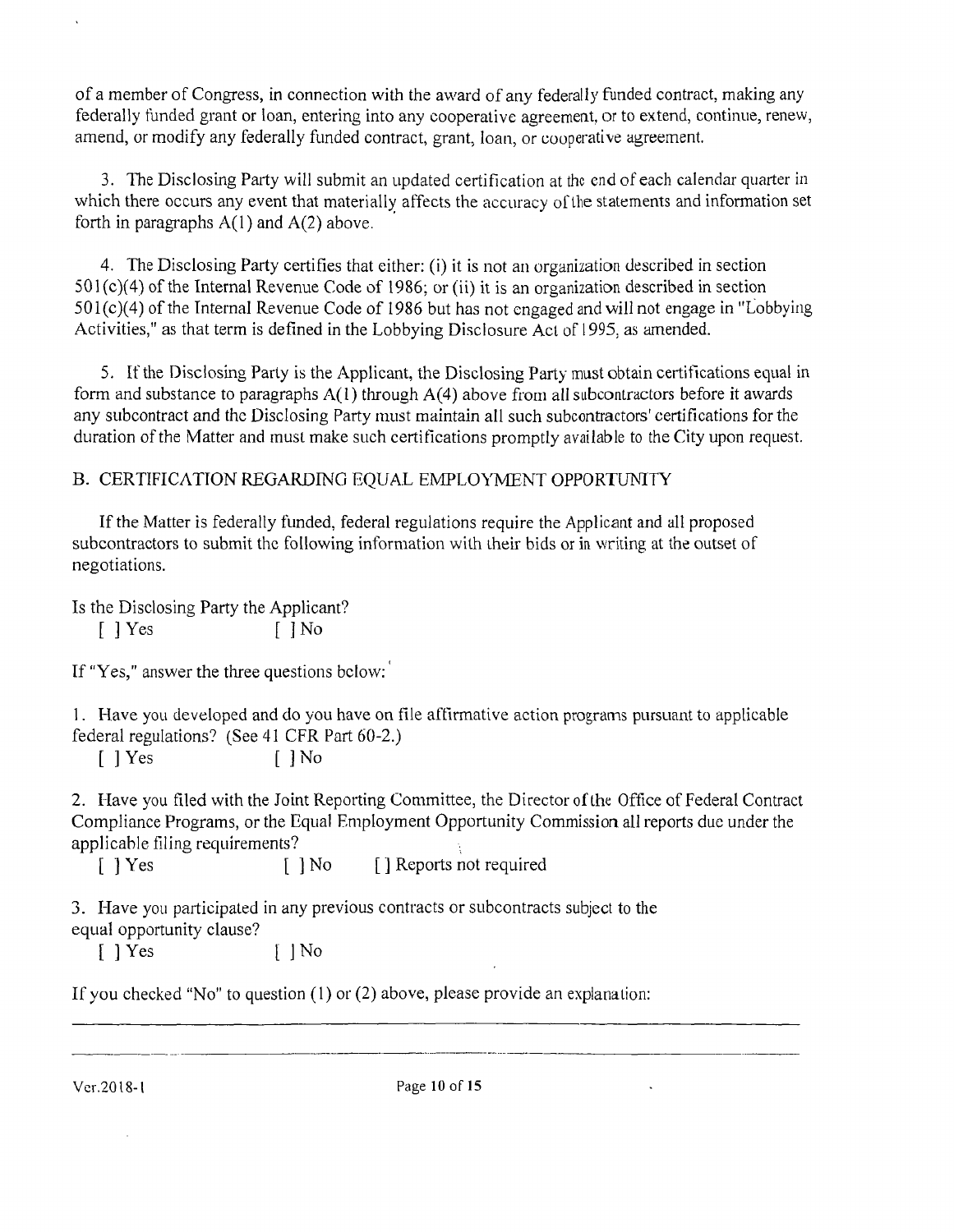of a member of Congress, in connection with the award of any federally funded contract, making any federally funded grant or loan, entering into any cooperative agreement, or to extend, continue, renew, amend, or modify any federally funded contract, grant, loan, or cooperative agreement.

3. The Disclosing Party will submit an updated certification at the end of each calendar quarter in which there occurs any event that materially affects the accuracy of the statements and information set forth in paragraphs A(1) and A(2) above.

4. The Disclosing Party certifies that either: (i) it is not an organization described in section 501(c)(4) of the Internal Revenue Code of 1986; or (ii) it is an organization described in section 501(c)(4) of the Internal Revenue Code of 1986 but has not engaged and will not engage in "Lobbying Activities," as that term is defined in the Lobbying Disclosure Act of 1995, as amended.

5. If the Disclosing Party is the Applicant, the Disclosing Party must obtain certifications equal in form and substance to paragraphs A(1) through A(4) above from all subcontractors before it awards any subcontract and the Disclosing Party must maintain all such subcontractors' certifications for the duration of the Matter and must make such certifications promptly available to the City upon request.

B. CERTIFICATION REGARDING EQUAL EMPLOYMENT OPPORTUNITY

If the Matter is federally funded, federal regulations require the Applicant and all proposed subcontractors to submit the following information with their bids or in writing at the outset of negotiations.

Is the Disclosing Party the Applicant?
[ ] Yes [ ] No

If "Yes," answer the three questions below:

1. Have you developed and do you have on file affirmative action programs pursuant to applicable federal regulations? (See 41 CFR Part 60-2.)
[ ] Yes [ ] No

2. Have you filed with the Joint Reporting Committee, the Director of the Office of Federal Contract Compliance Programs, or the Equal Employment Opportunity Commission all reports due under the applicable filing requirements?
[ ] Yes [ ] No [ ] Reports not required

3. Have you participated in any previous contracts or subcontracts subject to the equal opportunity clause?
[ ] Yes [ ] No

If you checked "No" to question (1) or (2) above, please provide an explanation:

\_\_\_\_\_\_\_\_\_\_\_\_\_\_\_\_\_\_\_\_\_\_\_\_\_\_\_\_\_\_\_\_\_\_\_\_\_\_\_\_\_\_\_\_\_\_\_\_\_\_\_\_\_\_\_\_\_\_\_\_\_\_\_\_\_\_\_\_\_\_

\_\_\_\_\_\_\_\_\_\_\_\_\_\_\_\_\_\_\_\_\_\_\_\_\_\_\_\_\_\_\_\_\_\_\_\_\_\_\_\_\_\_\_\_\_\_\_\_\_\_\_\_\_\_\_\_\_\_\_\_\_\_\_\_\_\_\_\_\_\_

Ver.2018-1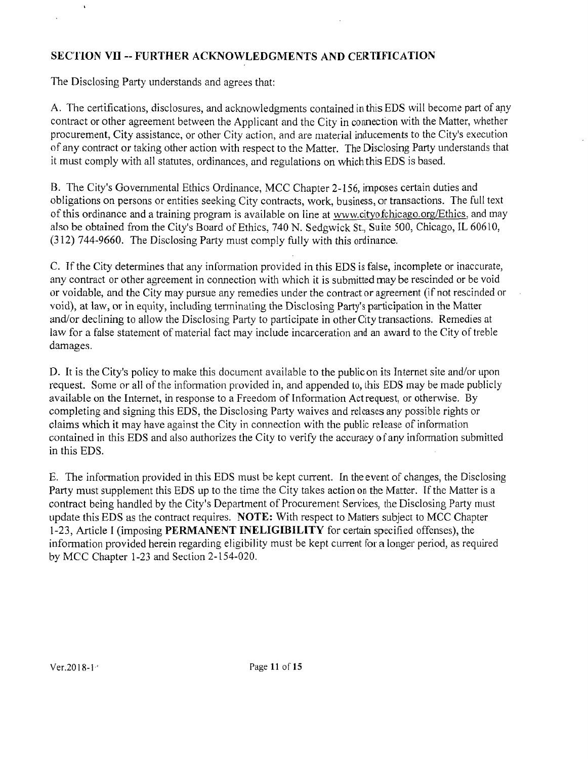## SECTION VII -- FURTHER ACKNOWLEDGMENTS AND CERTIFICATION

The Disclosing Party understands and agrees that:

A. The certifications, disclosures, and acknowledgments contained in this EDS will become part of any contract or other agreement between the Applicant and the City in connection with the Matter, whether procurement, City assistance, or other City action, and are material inducements to the City's execution of any contract or taking other action with respect to the Matter. The Disclosing Party understands that it must comply with all statutes, ordinances, and regulations on which this EDS is based.

B. The City's Governmental Ethics Ordinance, MCC Chapter 2-156, imposes certain duties and obligations on persons or entities seeking City contracts, work, business, or transactions. The full text of this ordinance and a training program is available on line at www.cityofchicago.org/Ethics, and may also be obtained from the City's Board of Ethics, 740 N. Sedgwick St., Suite 500, Chicago, IL 60610, (312) 744-9660. The Disclosing Party must comply fully with this ordinance.

C. If the City determines that any information provided in this EDS is false, incomplete or inaccurate, any contract or other agreement in connection with which it is submitted may be rescinded or be void or voidable, and the City may pursue any remedies under the contract or agreement (if not rescinded or void), at law, or in equity, including terminating the Disclosing Party's participation in the Matter and/or declining to allow the Disclosing Party to participate in other City transactions. Remedies at law for a false statement of material fact may include incarceration and an award to the City of treble damages.

D. It is the City's policy to make this document available to the public on its Internet site and/or upon request. Some or all of the information provided in, and appended to, this EDS may be made publicly available on the Internet, in response to a Freedom of Information Act request, or otherwise. By completing and signing this EDS, the Disclosing Party waives and releases any possible rights or claims which it may have against the City in connection with the public release of information contained in this EDS and also authorizes the City to verify the accuracy of any information submitted in this EDS.

E. The information provided in this EDS must be kept current. In the event of changes, the Disclosing Party must supplement this EDS up to the time the City takes action on the Matter. If the Matter is a contract being handled by the City's Department of Procurement Services, the Disclosing Party must update this EDS as the contract requires. **NOTE:** With respect to Matters subject to MCC Chapter 1-23, Article I (imposing **PERMANENT INELIGIBILITY** for certain specified offenses), the information provided herein regarding eligibility must be kept current for a longer period, as required by MCC Chapter 1-23 and Section 2-154-020.

Ver.2018-1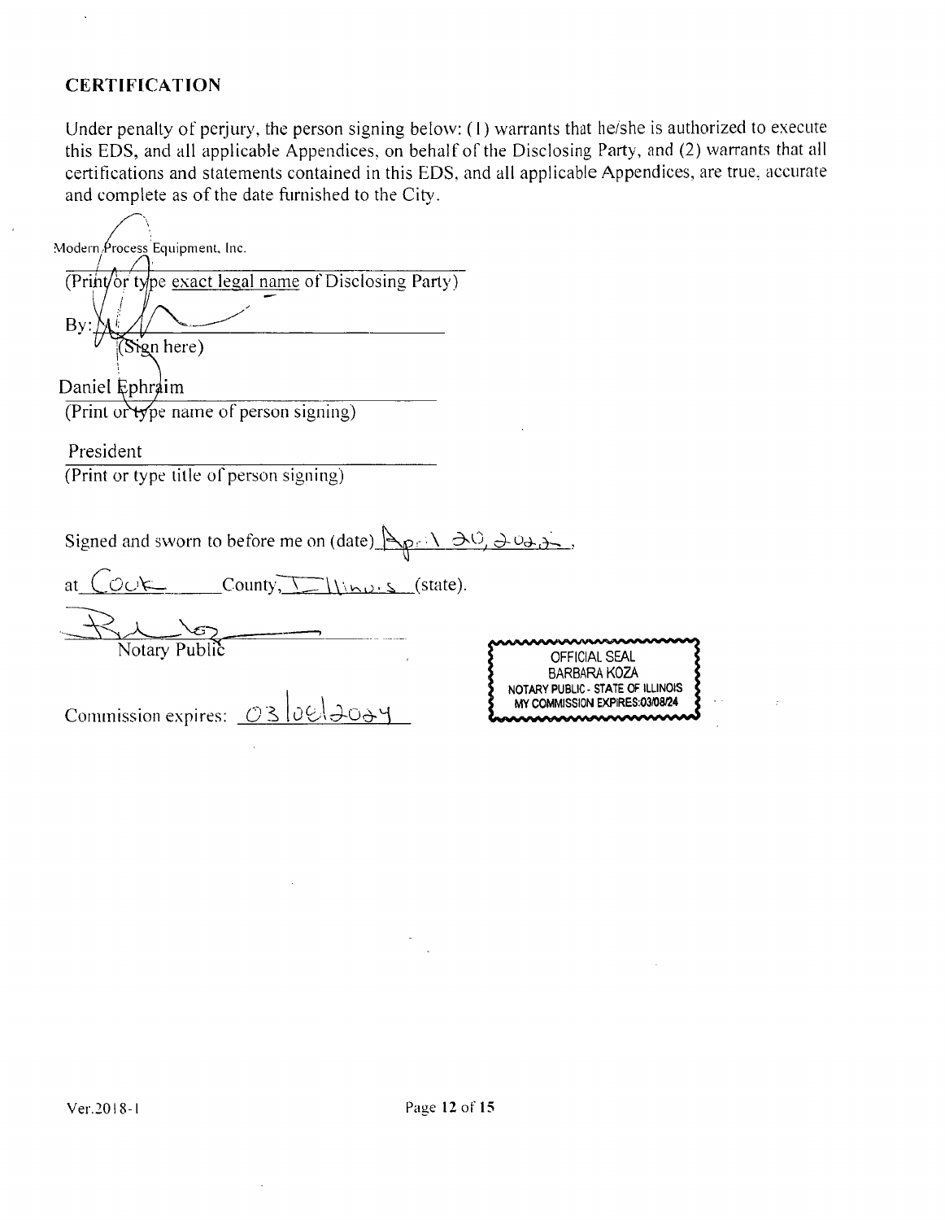## CERTIFICATION

Under penalty of perjury, the person signing below: (1) warrants that he/she is authorized to execute this EDS, and all applicable Appendices, on behalf of the Disclosing Party, and (2) warrants that all certifications and statements contained in this EDS, and all applicable Appendices, are true, accurate and complete as of the date furnished to the City.

Modern Process Equipment, Inc.
(Print or type exact legal name of Disclosing Party)

By: ______________________
(Sign here)

Daniel Ephraim
(Print or type name of person signing)

President
(Print or type title of person signing)

Signed and sworn to before me on (date) April 20, 2022,

at Cook County, Illinois (state).

______________________
Notary Public

Commission expires: 03/08/2024

OFFICIAL SEAL
BARBARA KOZA
NOTARY PUBLIC - STATE OF ILLINOIS
MY COMMISSION EXPIRES:03/08/24

Ver.2018-1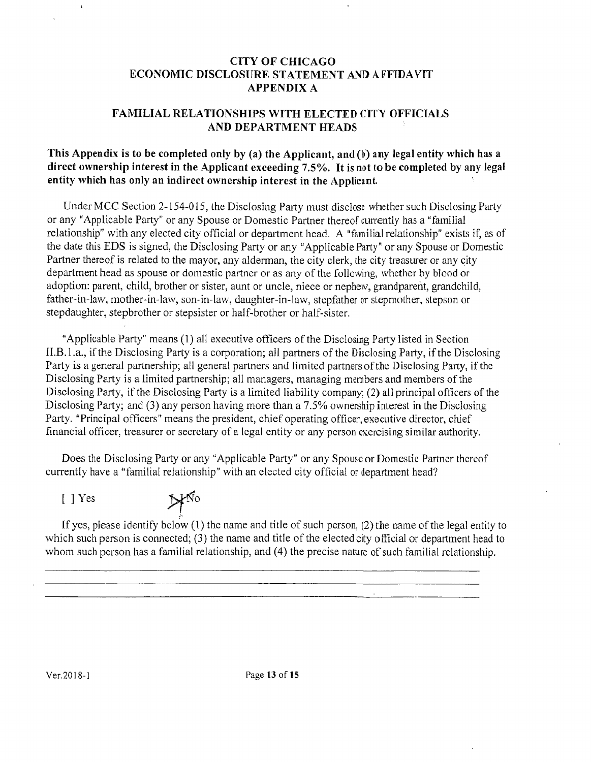# CITY OF CHICAGO
# ECONOMIC DISCLOSURE STATEMENT AND AFFIDAVIT
# APPENDIX A

## FAMILIAL RELATIONSHIPS WITH ELECTED CITY OFFICIALS AND DEPARTMENT HEADS

**This Appendix is to be completed only by (a) the Applicant, and (b) any legal entity which has a direct ownership interest in the Applicant exceeding 7.5%. It is not to be completed by any legal entity which has only an indirect ownership interest in the Applicant.**

Under MCC Section 2-154-015, the Disclosing Party must disclose whether such Disclosing Party or any "Applicable Party" or any Spouse or Domestic Partner thereof currently has a "familial relationship" with any elected city official or department head. A "familial relationship" exists if, as of the date this EDS is signed, the Disclosing Party or any "Applicable Party" or any Spouse or Domestic Partner thereof is related to the mayor, any alderman, the city clerk, the city treasurer or any city department head as spouse or domestic partner or as any of the following, whether by blood or adoption: parent, child, brother or sister, aunt or uncle, niece or nephew, grandparent, grandchild, father-in-law, mother-in-law, son-in-law, daughter-in-law, stepfather or stepmother, stepson or stepdaughter, stepbrother or stepsister or half-brother or half-sister.

"Applicable Party" means (1) all executive officers of the Disclosing Party listed in Section II.B.1.a., if the Disclosing Party is a corporation; all partners of the Disclosing Party, if the Disclosing Party is a general partnership; all general partners and limited partners of the Disclosing Party, if the Disclosing Party is a limited partnership; all managers, managing members and members of the Disclosing Party, if the Disclosing Party is a limited liability company; (2) all principal officers of the Disclosing Party; and (3) any person having more than a 7.5% ownership interest in the Disclosing Party. "Principal officers" means the president, chief operating officer, executive director, chief financial officer, treasurer or secretary of a legal entity or any person exercising similar authority.

Does the Disclosing Party or any "Applicable Party" or any Spouse or Domestic Partner thereof currently have a "familial relationship" with an elected city official or department head?

[ ] Yes     [X] No

If yes, please identify below (1) the name and title of such person, (2) the name of the legal entity to which such person is connected; (3) the name and title of the elected city official or department head to whom such person has a familial relationship, and (4) the precise nature of such familial relationship.

\_\_\_\_\_\_\_\_\_\_\_\_\_\_\_\_\_\_\_\_\_\_\_\_\_\_\_\_\_\_\_\_\_\_\_\_\_\_\_\_\_\_\_\_\_\_\_\_\_\_\_\_\_\_\_\_\_\_\_\_\_\_\_\_\_\_\_\_

\_\_\_\_\_\_\_\_\_\_\_\_\_\_\_\_\_\_\_\_\_\_\_\_\_\_\_\_\_\_\_\_\_\_\_\_\_\_\_\_\_\_\_\_\_\_\_\_\_\_\_\_\_\_\_\_\_\_\_\_\_\_\_\_\_\_\_\_

\_\_\_\_\_\_\_\_\_\_\_\_\_\_\_\_\_\_\_\_\_\_\_\_\_\_\_\_\_\_\_\_\_\_\_\_\_\_\_\_\_\_\_\_\_\_\_\_\_\_\_\_\_\_\_\_\_\_\_\_\_\_\_\_\_\_\_\_

Ver.2018-1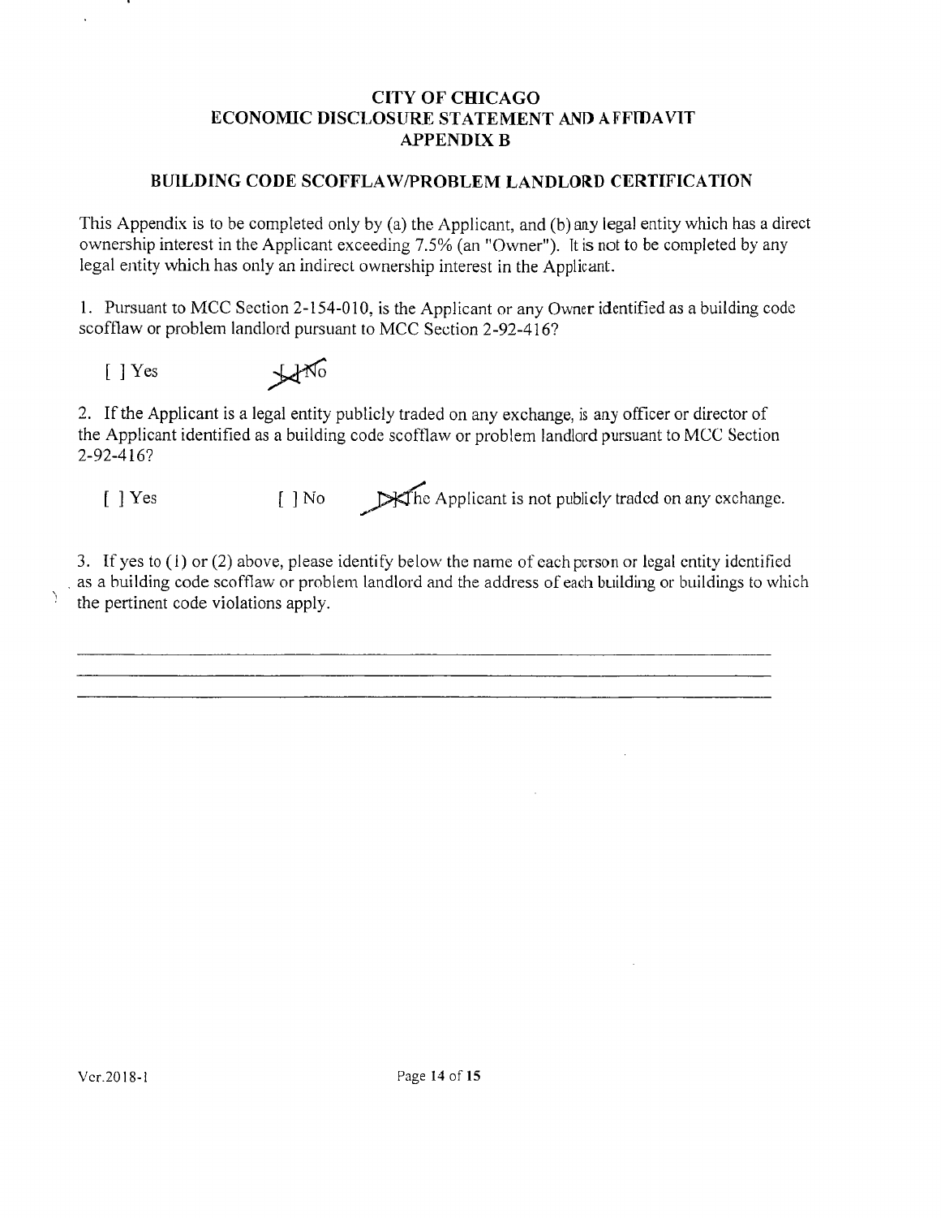# CITY OF CHICAGO
# ECONOMIC DISCLOSURE STATEMENT AND AFFIDAVIT
# APPENDIX B

## BUILDING CODE SCOFFLAW/PROBLEM LANDLORD CERTIFICATION

This Appendix is to be completed only by (a) the Applicant, and (b) any legal entity which has a direct ownership interest in the Applicant exceeding 7.5% (an "Owner"). It is not to be completed by any legal entity which has only an indirect ownership interest in the Applicant.

1. Pursuant to MCC Section 2-154-010, is the Applicant or any Owner identified as a building code scofflaw or problem landlord pursuant to MCC Section 2-92-416?

[ ] Yes [X] No

2. If the Applicant is a legal entity publicly traded on any exchange, is any officer or director of the Applicant identified as a building code scofflaw or problem landlord pursuant to MCC Section 2-92-416?

[ ] Yes [ ] No [X] The Applicant is not publicly traded on any exchange.

3. If yes to (1) or (2) above, please identify below the name of each person or legal entity identified as a building code scofflaw or problem landlord and the address of each building or buildings to which the pertinent code violations apply.

______________________________________________________________________

______________________________________________________________________

______________________________________________________________________

Ver.2018-1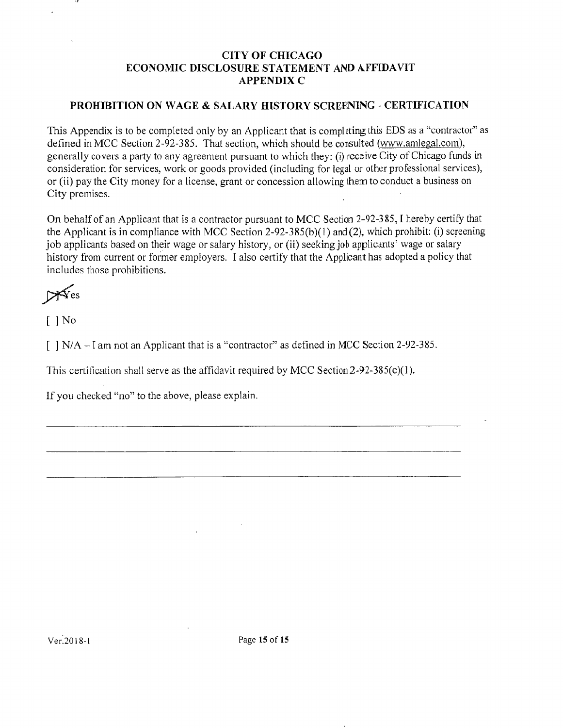# CITY OF CHICAGO
# ECONOMIC DISCLOSURE STATEMENT AND AFFIDAVIT
# APPENDIX C

## PROHIBITION ON WAGE & SALARY HISTORY SCREENING - CERTIFICATION

This Appendix is to be completed only by an Applicant that is completing this EDS as a "contractor" as defined in MCC Section 2-92-385. That section, which should be consulted (www.amlegal.com), generally covers a party to any agreement pursuant to which they: (i) receive City of Chicago funds in consideration for services, work or goods provided (including for legal or other professional services), or (ii) pay the City money for a license, grant or concession allowing them to conduct a business on City premises.

On behalf of an Applicant that is a contractor pursuant to MCC Section 2-92-385, I hereby certify that the Applicant is in compliance with MCC Section 2-92-385(b)(1) and (2), which prohibit: (i) screening job applicants based on their wage or salary history, or (ii) seeking job applicants' wage or salary history from current or former employers. I also certify that the Applicant has adopted a policy that includes those prohibitions.

[X] Yes

[ ] No

[ ] N/A – I am not an Applicant that is a "contractor" as defined in MCC Section 2-92-385.

This certification shall serve as the affidavit required by MCC Section 2-92-385(c)(1).

If you checked "no" to the above, please explain.

Ver.2018-1